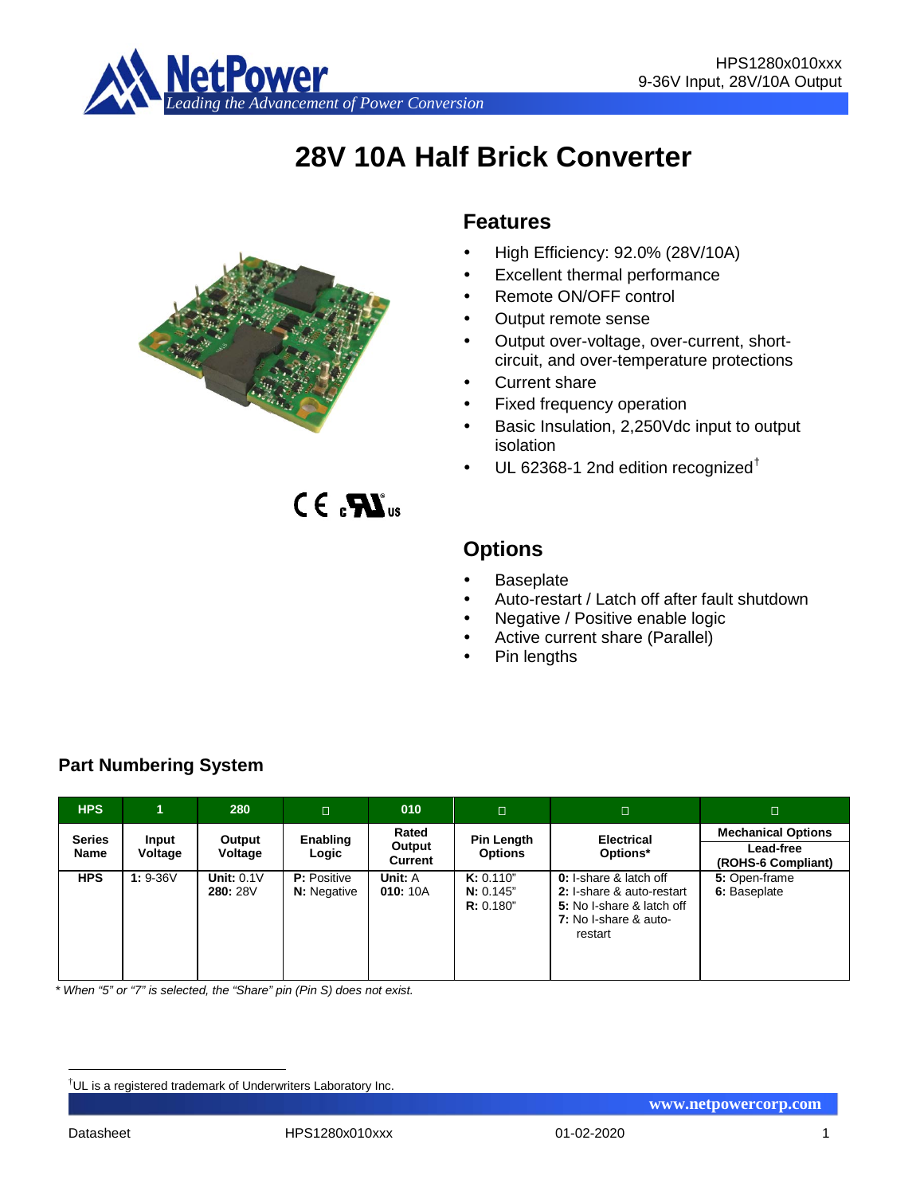# 28V 10A Half Brick Converter

## Features

- High Efficiency: 92.0% (28V/10A)
- Excellent thermal performance
- Remote ON/OFF control
- Output remote sense
- Output over-voltage, over-current, short-circuit, and over-temperature protections
- Current share
- Fixed frequency operation
- Basic Insulation, 2,250Vdc input to output isolation
- UL 62368-1 2nd edition recognized†

## Options

- Baseplate
- Auto-restart / Latch off after fault shutdown
- Negative / Positive enable logic
- Active current share (Parallel)
- Pin lengths

## Part Numbering System

| HPS | 1 | 280 | □ | 010 | □ | □ | □ |
|---|---|---|---|---|---|---|---|
| Series Name | Input Voltage | Output Voltage | Enabling Logic | Rated Output Current | Pin Length Options | Electrical Options* | Mechanical Options<br>Lead-free (ROHS-6 Compliant) |
| **HPS** | **1:** 9-36V | **Unit:** 0.1V<br>**280:** 28V | **P:** Positive<br>**N:** Negative | **Unit:** A<br>**010:** 10A | **K:** 0.110"<br>**N:** 0.145"<br>**R:** 0.180" | **0:** I-share & latch off<br>**2:** I-share & auto-restart<br>**5:** No I-share & latch off<br>**7:** No I-share & auto-restart | **5:** Open-frame<br>**6:** Baseplate |

*\* When "5" or "7" is selected, the "Share" pin (Pin S) does not exist.*

†UL is a registered trademark of Underwriters Laboratory Inc.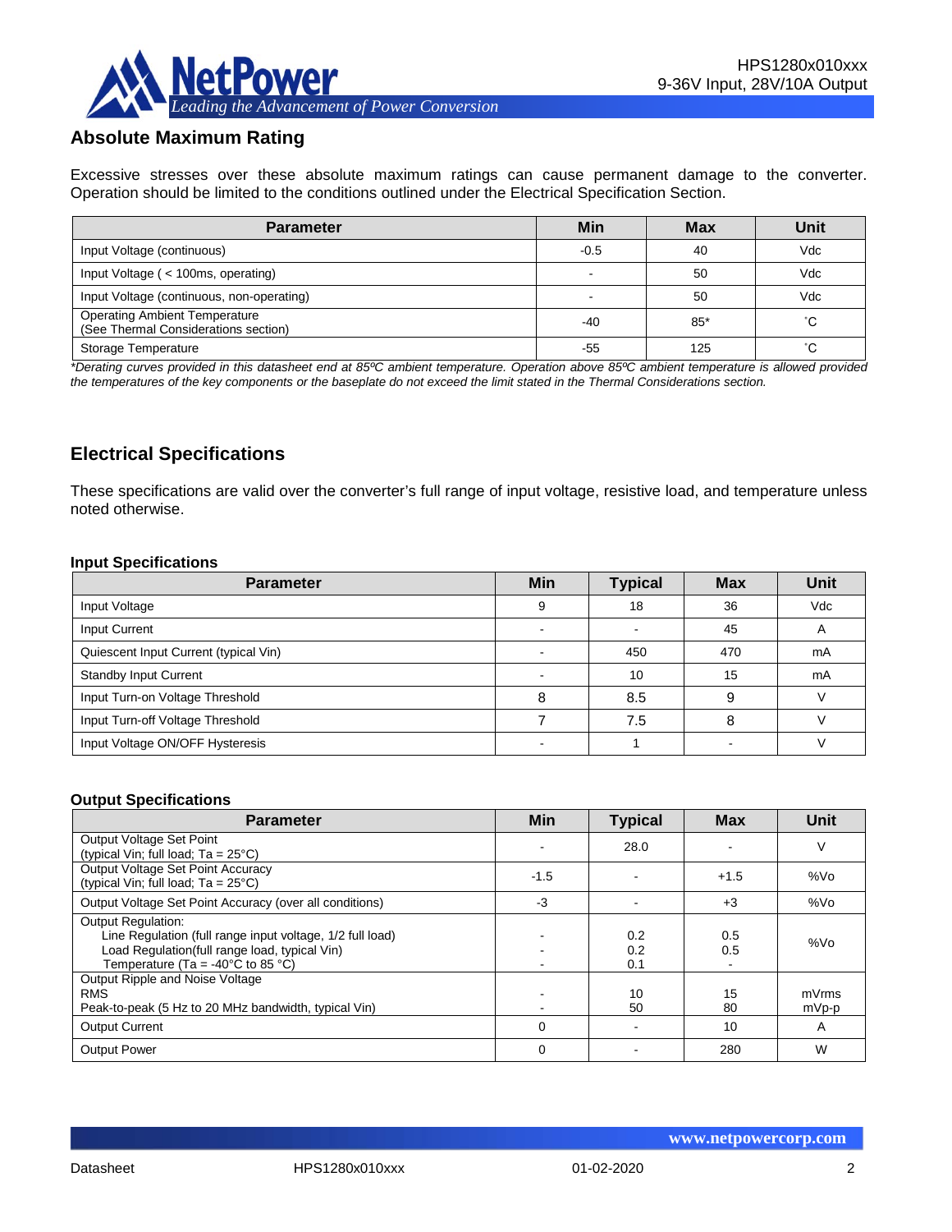## Absolute Maximum Rating

Excessive stresses over these absolute maximum ratings can cause permanent damage to the converter. Operation should be limited to the conditions outlined under the Electrical Specification Section.

| Parameter | Min | Max | Unit |
|---|---|---|---|
| Input Voltage (continuous) | -0.5 | 40 | Vdc |
| Input Voltage ( < 100ms, operating) | - | 50 | Vdc |
| Input Voltage (continuous, non-operating) | - | 50 | Vdc |
| Operating Ambient Temperature (See Thermal Considerations section) | -40 | 85* | ˚C |
| Storage Temperature | -55 | 125 | ˚C |

*\*Derating curves provided in this datasheet end at 85ºC ambient temperature. Operation above 85ºC ambient temperature is allowed provided the temperatures of the key components or the baseplate do not exceed the limit stated in the Thermal Considerations section.*

## Electrical Specifications

These specifications are valid over the converter's full range of input voltage, resistive load, and temperature unless noted otherwise.

### Input Specifications

| Parameter | Min | Typical | Max | Unit |
|---|---|---|---|---|
| Input Voltage | 9 | 18 | 36 | Vdc |
| Input Current | - | - | 45 | A |
| Quiescent Input Current (typical Vin) | - | 450 | 470 | mA |
| Standby Input Current | - | 10 | 15 | mA |
| Input Turn-on Voltage Threshold | 8 | 8.5 | 9 | V |
| Input Turn-off Voltage Threshold | 7 | 7.5 | 8 | V |
| Input Voltage ON/OFF Hysteresis | - | 1 | - | V |

### Output Specifications

| Parameter | Min | Typical | Max | Unit |
|---|---|---|---|---|
| Output Voltage Set Point (typical Vin; full load; Ta = 25°C) | - | 28.0 | - | V |
| Output Voltage Set Point Accuracy (typical Vin; full load; Ta = 25°C) | -1.5 | - | +1.5 | %Vo |
| Output Voltage Set Point Accuracy (over all conditions) | -3 | - | +3 | %Vo |
| Output Regulation:<br>Line Regulation (full range input voltage, 1/2 full load)<br>Load Regulation(full range load, typical Vin)<br>Temperature (Ta = -40°C to 85 °C) | <br>-<br>-<br>- | <br>0.2<br>0.2<br>0.1 | <br>0.5<br>0.5<br>- | %Vo |
| Output Ripple and Noise Voltage<br>RMS<br>Peak-to-peak (5 Hz to 20 MHz bandwidth, typical Vin) | <br>-<br>- | <br>10<br>50 | <br>15<br>80 | <br>mVrms<br>mVp-p |
| Output Current | 0 | - | 10 | A |
| Output Power | 0 | - | 280 | W |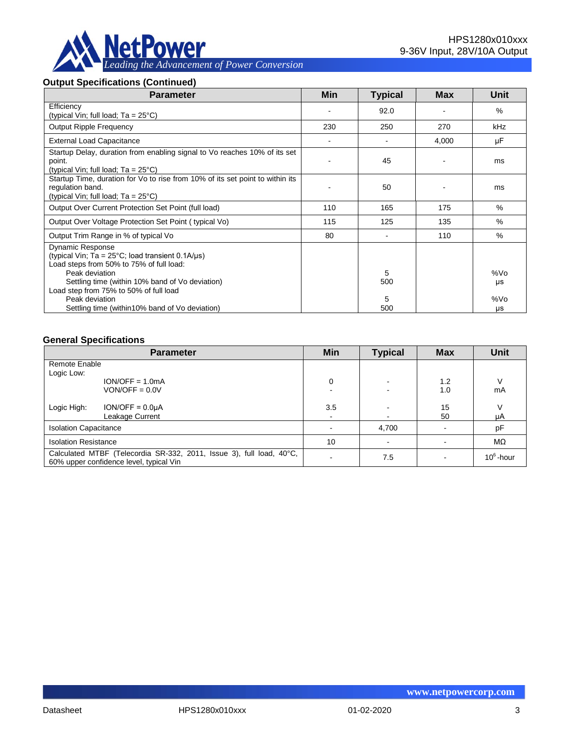### Output Specifications (Continued)

| Parameter | Min | Typical | Max | Unit |
|---|---|---|---|---|
| Efficiency<br>(typical Vin; full load; Ta = 25°C) | - | 92.0 | - | % |
| Output Ripple Frequency | 230 | 250 | 270 | kHz |
| External Load Capacitance | - | - | 4,000 | µF |
| Startup Delay, duration from enabling signal to Vo reaches 10% of its set point.<br>(typical Vin; full load; Ta = 25°C) | - | 45 | - | ms |
| Startup Time, duration for Vo to rise from 10% of its set point to within its regulation band.<br>(typical Vin; full load; Ta = 25°C) | - | 50 | - | ms |
| Output Over Current Protection Set Point (full load) | 110 | 165 | 175 | % |
| Output Over Voltage Protection Set Point ( typical Vo) | 115 | 125 | 135 | % |
| Output Trim Range in % of typical Vo | 80 | - | 110 | % |
| Dynamic Response<br>(typical Vin; Ta = 25°C; load transient 0.1A/µs)<br>Load steps from 50% to 75% of full load:<br>Peak deviation<br>Settling time (within 10% band of Vo deviation)<br>Load step from 75% to 50% of full load<br>Peak deviation<br>Settling time (within10% band of Vo deviation) | | <br><br><br>5<br>500<br><br>5<br>500 | | <br><br><br>%Vo<br>µs<br><br>%Vo<br>µs |

### General Specifications

| Parameter | Min | Typical | Max | Unit |
|---|---|---|---|---|
| Remote Enable<br>Logic Low:<br>ION/OFF = 1.0mA<br>VON/OFF = 0.0V<br><br>Logic High: ION/OFF = 0.0µA<br>Leakage Current | <br><br>0<br>-<br><br>3.5<br>- | <br><br>-<br>-<br><br>-<br>- | <br><br>1.2<br>1.0<br><br>15<br>50 | <br><br>V<br>mA<br><br>V<br>µA |
| Isolation Capacitance | - | 4,700 | - | pF |
| Isolation Resistance | 10 | - | - | MΩ |
| Calculated MTBF (Telecordia SR-332, 2011, Issue 3), full load, 40°C, 60% upper confidence level, typical Vin | - | 7.5 | - | $10^6$-hour |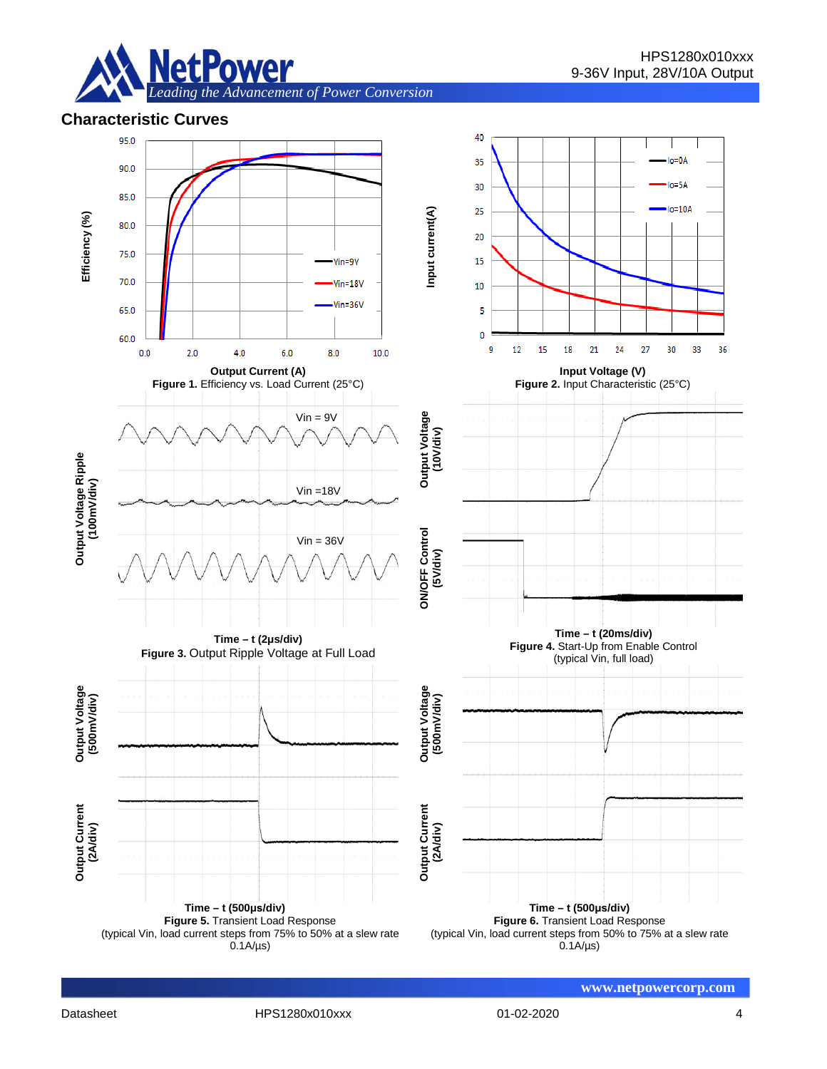## Characteristic Curves

**Figure 1.** Efficiency vs. Load Current (25°C)

**Figure 2.** Input Characteristic (25°C)

**Figure 3.** Output Ripple Voltage at Full Load

**Figure 4.** Start-Up from Enable Control (typical Vin, full load)

**Figure 5.** Transient Load Response (typical Vin, load current steps from 75% to 50% at a slew rate 0.1A/μs)

**Figure 6.** Transient Load Response (typical Vin, load current steps from 50% to 75% at a slew rate 0.1A/μs)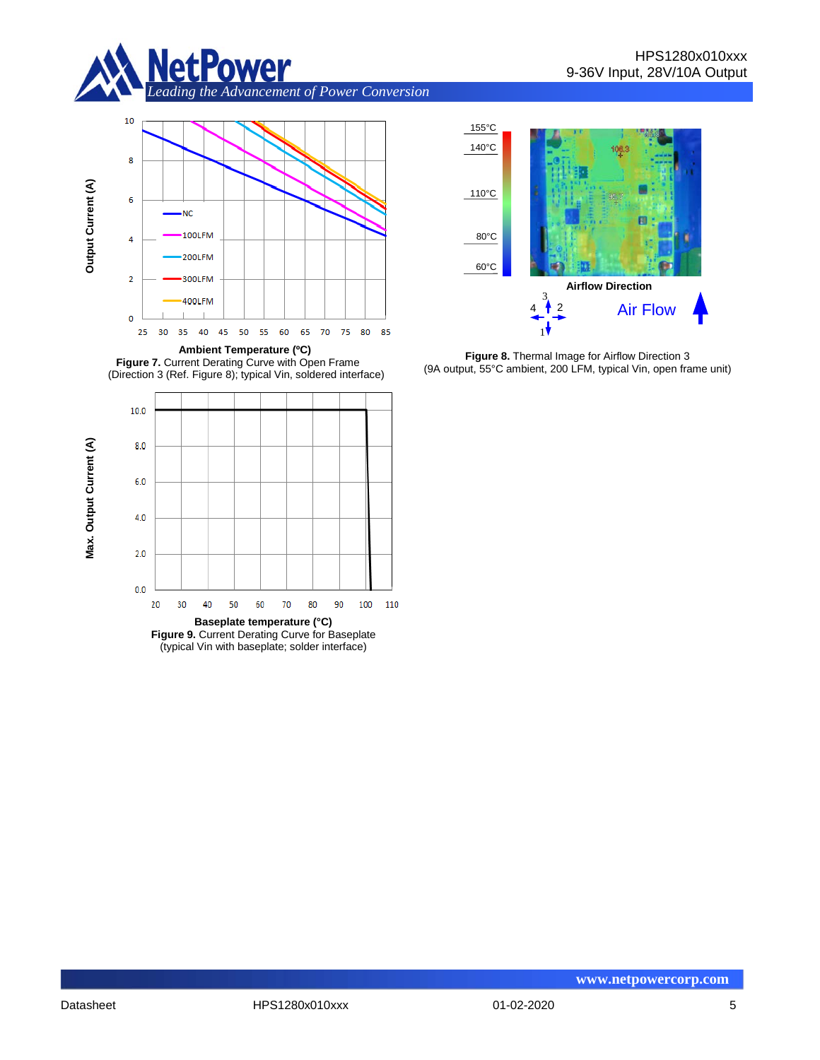**Figure 7.** Current Derating Curve with Open Frame (Direction 3 (Ref. Figure 8); typical Vin, soldered interface)

**Figure 8.** Thermal Image for Airflow Direction 3 (9A output, 55°C ambient, 200 LFM, typical Vin, open frame unit)

**Figure 9.** Current Derating Curve for Baseplate (typical Vin with baseplate; solder interface)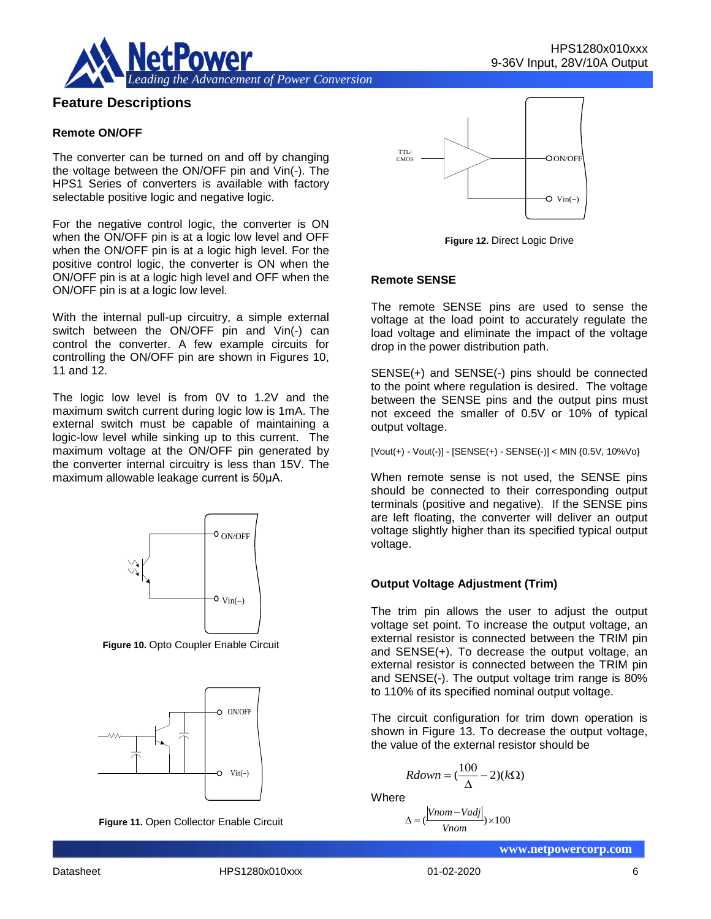## Feature Descriptions

### Remote ON/OFF

The converter can be turned on and off by changing the voltage between the ON/OFF pin and Vin(-). The HPS1 Series of converters is available with factory selectable positive logic and negative logic.

For the negative control logic, the converter is ON when the ON/OFF pin is at a logic low level and OFF when the ON/OFF pin is at a logic high level. For the positive control logic, the converter is ON when the ON/OFF pin is at a logic high level and OFF when the ON/OFF pin is at a logic low level.

With the internal pull-up circuitry, a simple external switch between the ON/OFF pin and Vin(-) can control the converter. A few example circuits for controlling the ON/OFF pin are shown in Figures 10, 11 and 12.

The logic low level is from 0V to 1.2V and the maximum switch current during logic low is 1mA. The external switch must be capable of maintaining a logic-low level while sinking up to this current. The maximum voltage at the ON/OFF pin generated by the converter internal circuitry is less than 15V. The maximum allowable leakage current is 50µA.

**Figure 10.** Opto Coupler Enable Circuit

**Figure 11.** Open Collector Enable Circuit

**Figure 12.** Direct Logic Drive

### Remote SENSE

The remote SENSE pins are used to sense the voltage at the load point to accurately regulate the load voltage and eliminate the impact of the voltage drop in the power distribution path.

SENSE(+) and SENSE(-) pins should be connected to the point where regulation is desired. The voltage between the SENSE pins and the output pins must not exceed the smaller of 0.5V or 10% of typical output voltage.

[Vout(+) - Vout(-)] - [SENSE(+) - SENSE(-)] < MIN {0.5V, 10%Vo}

When remote sense is not used, the SENSE pins should be connected to their corresponding output terminals (positive and negative). If the SENSE pins are left floating, the converter will deliver an output voltage slightly higher than its specified typical output voltage.

### Output Voltage Adjustment (Trim)

The trim pin allows the user to adjust the output voltage set point. To increase the output voltage, an external resistor is connected between the TRIM pin and SENSE(+). To decrease the output voltage, an external resistor is connected between the TRIM pin and SENSE(-). The output voltage trim range is 80% to 110% of its specified nominal output voltage.

The circuit configuration for trim down operation is shown in Figure 13. To decrease the output voltage, the value of the external resistor should be

$$Rdown = \left(\frac{100}{\Delta} - 2\right)(k\Omega)$$

Where

$$\Delta = \left(\frac{|Vnom - Vadj|}{Vnom}\right) \times 100$$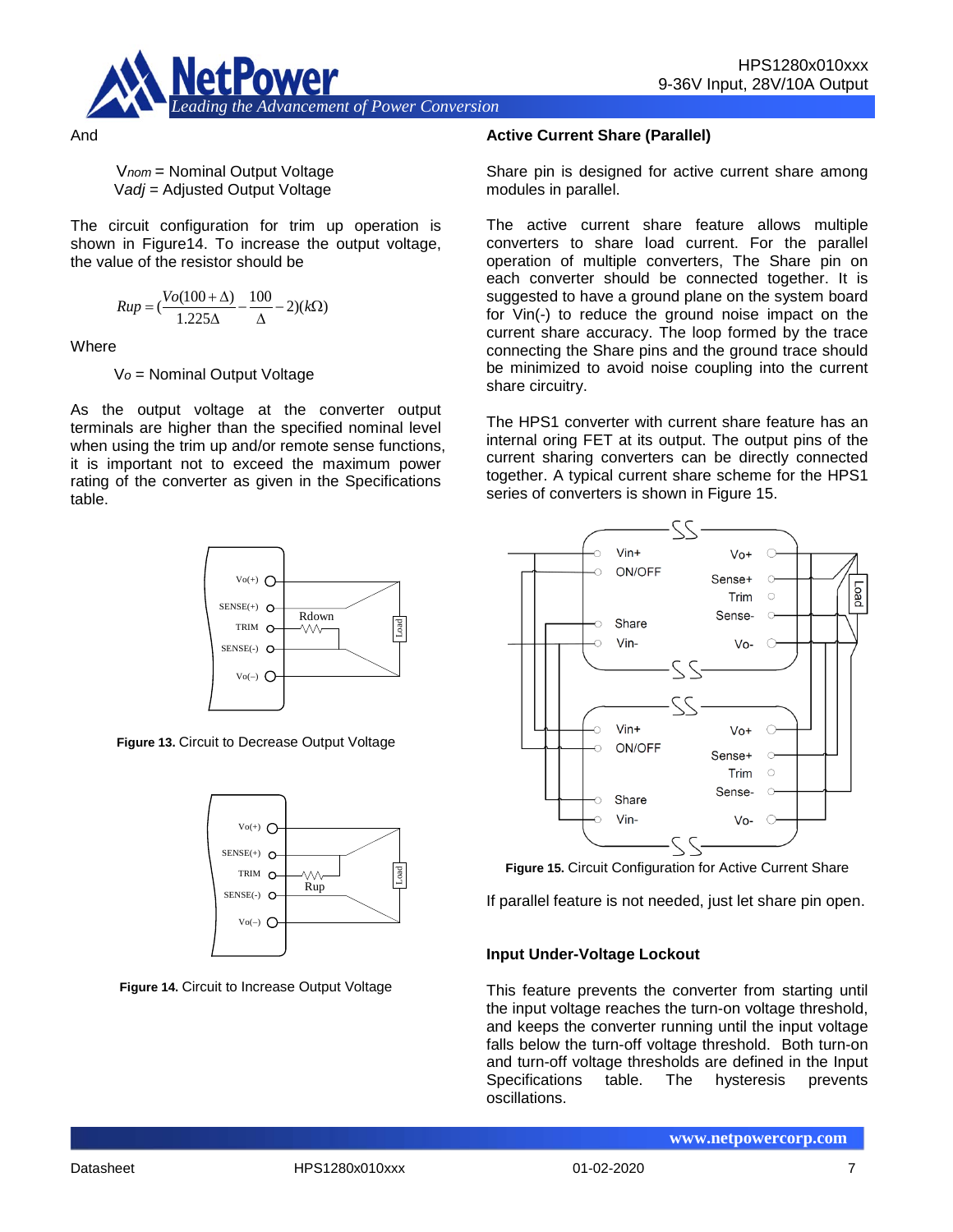And

$V_{nom}$ = Nominal Output Voltage
$V_{adj}$ = Adjusted Output Voltage

The circuit configuration for trim up operation is shown in Figure14. To increase the output voltage, the value of the resistor should be

$$Rup = \left(\frac{Vo(100+\Delta)}{1.225\Delta} - \frac{100}{\Delta} - 2\right)(k\Omega)$$

Where

$V_o$ = Nominal Output Voltage

As the output voltage at the converter output terminals are higher than the specified nominal level when using the trim up and/or remote sense functions, it is important not to exceed the maximum power rating of the converter as given in the Specifications table.

**Figure 13.** Circuit to Decrease Output Voltage

**Figure 14.** Circuit to Increase Output Voltage

## Active Current Share (Parallel)

Share pin is designed for active current share among modules in parallel.

The active current share feature allows multiple converters to share load current. For the parallel operation of multiple converters, The Share pin on each converter should be connected together. It is suggested to have a ground plane on the system board for Vin(-) to reduce the ground noise impact on the current share accuracy. The loop formed by the trace connecting the Share pins and the ground trace should be minimized to avoid noise coupling into the current share circuitry.

The HPS1 converter with current share feature has an internal oring FET at its output. The output pins of the current sharing converters can be directly connected together. A typical current share scheme for the HPS1 series of converters is shown in Figure 15.

**Figure 15.** Circuit Configuration for Active Current Share

If parallel feature is not needed, just let share pin open.

## Input Under-Voltage Lockout

This feature prevents the converter from starting until the input voltage reaches the turn-on voltage threshold, and keeps the converter running until the input voltage falls below the turn-off voltage threshold. Both turn-on and turn-off voltage thresholds are defined in the Input Specifications table. The hysteresis prevents oscillations.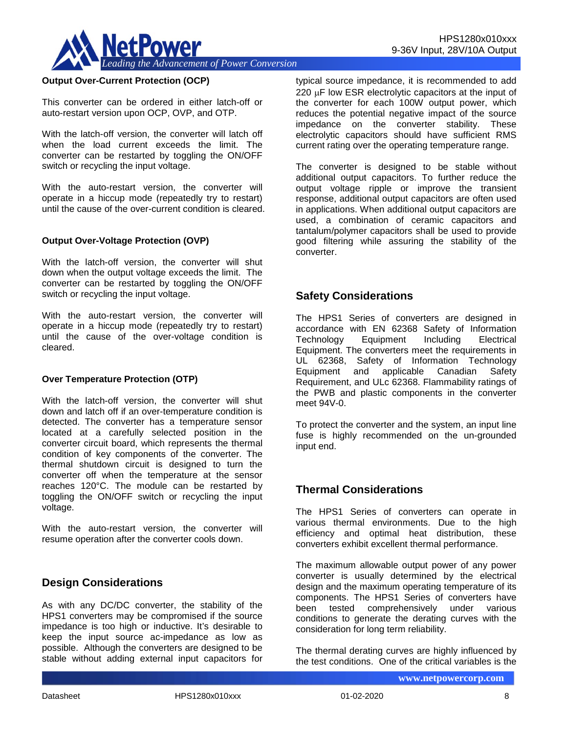**Output Over-Current Protection (OCP)**

This converter can be ordered in either latch-off or auto-restart version upon OCP, OVP, and OTP.

With the latch-off version, the converter will latch off when the load current exceeds the limit. The converter can be restarted by toggling the ON/OFF switch or recycling the input voltage.

With the auto-restart version, the converter will operate in a hiccup mode (repeatedly try to restart) until the cause of the over-current condition is cleared.

**Output Over-Voltage Protection (OVP)**

With the latch-off version, the converter will shut down when the output voltage exceeds the limit. The converter can be restarted by toggling the ON/OFF switch or recycling the input voltage.

With the auto-restart version, the converter will operate in a hiccup mode (repeatedly try to restart) until the cause of the over-voltage condition is cleared.

**Over Temperature Protection (OTP)**

With the latch-off version, the converter will shut down and latch off if an over-temperature condition is detected. The converter has a temperature sensor located at a carefully selected position in the converter circuit board, which represents the thermal condition of key components of the converter. The thermal shutdown circuit is designed to turn the converter off when the temperature at the sensor reaches 120°C. The module can be restarted by toggling the ON/OFF switch or recycling the input voltage.

With the auto-restart version, the converter will resume operation after the converter cools down.

## Design Considerations

As with any DC/DC converter, the stability of the HPS1 converters may be compromised if the source impedance is too high or inductive. It's desirable to keep the input source ac-impedance as low as possible. Although the converters are designed to be stable without adding external input capacitors for typical source impedance, it is recommended to add 220 μF low ESR electrolytic capacitors at the input of the converter for each 100W output power, which reduces the potential negative impact of the source impedance on the converter stability. These electrolytic capacitors should have sufficient RMS current rating over the operating temperature range.

The converter is designed to be stable without additional output capacitors. To further reduce the output voltage ripple or improve the transient response, additional output capacitors are often used in applications. When additional output capacitors are used, a combination of ceramic capacitors and tantalum/polymer capacitors shall be used to provide good filtering while assuring the stability of the converter.

## Safety Considerations

The HPS1 Series of converters are designed in accordance with EN 62368 Safety of Information Technology Equipment Including Electrical Equipment. The converters meet the requirements in UL 62368, Safety of Information Technology Equipment and applicable Canadian Safety Requirement, and ULc 62368. Flammability ratings of the PWB and plastic components in the converter meet 94V-0.

To protect the converter and the system, an input line fuse is highly recommended on the un-grounded input end.

## Thermal Considerations

The HPS1 Series of converters can operate in various thermal environments. Due to the high efficiency and optimal heat distribution, these converters exhibit excellent thermal performance.

The maximum allowable output power of any power converter is usually determined by the electrical design and the maximum operating temperature of its components. The HPS1 Series of converters have been tested comprehensively under various conditions to generate the derating curves with the consideration for long term reliability.

The thermal derating curves are highly influenced by the test conditions. One of the critical variables is the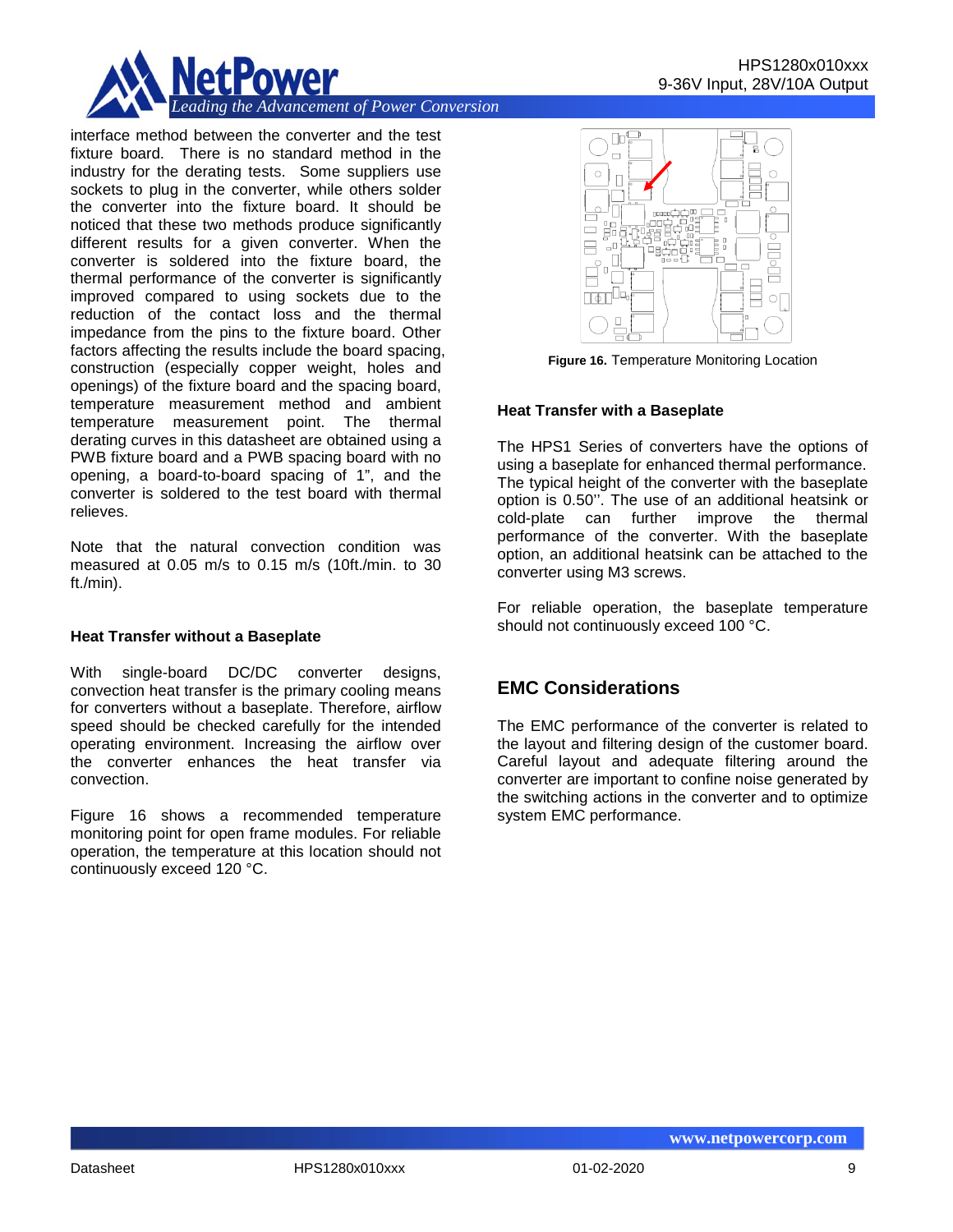interface method between the converter and the test fixture board. There is no standard method in the industry for the derating tests. Some suppliers use sockets to plug in the converter, while others solder the converter into the fixture board. It should be noticed that these two methods produce significantly different results for a given converter. When the converter is soldered into the fixture board, the thermal performance of the converter is significantly improved compared to using sockets due to the reduction of the contact loss and the thermal impedance from the pins to the fixture board. Other factors affecting the results include the board spacing, construction (especially copper weight, holes and openings) of the fixture board and the spacing board, temperature measurement method and ambient temperature measurement point. The thermal derating curves in this datasheet are obtained using a PWB fixture board and a PWB spacing board with no opening, a board-to-board spacing of 1", and the converter is soldered to the test board with thermal relieves.

Note that the natural convection condition was measured at 0.05 m/s to 0.15 m/s (10ft./min. to 30 ft./min).

### Heat Transfer without a Baseplate

With single-board DC/DC converter designs, convection heat transfer is the primary cooling means for converters without a baseplate. Therefore, airflow speed should be checked carefully for the intended operating environment. Increasing the airflow over the converter enhances the heat transfer via convection.

Figure 16 shows a recommended temperature monitoring point for open frame modules. For reliable operation, the temperature at this location should not continuously exceed 120 °C.

**Figure 16.** Temperature Monitoring Location

### Heat Transfer with a Baseplate

The HPS1 Series of converters have the options of using a baseplate for enhanced thermal performance. The typical height of the converter with the baseplate option is 0.50''. The use of an additional heatsink or cold-plate can further improve the thermal performance of the converter. With the baseplate option, an additional heatsink can be attached to the converter using M3 screws.

For reliable operation, the baseplate temperature should not continuously exceed 100 °C.

## EMC Considerations

The EMC performance of the converter is related to the layout and filtering design of the customer board. Careful layout and adequate filtering around the converter are important to confine noise generated by the switching actions in the converter and to optimize system EMC performance.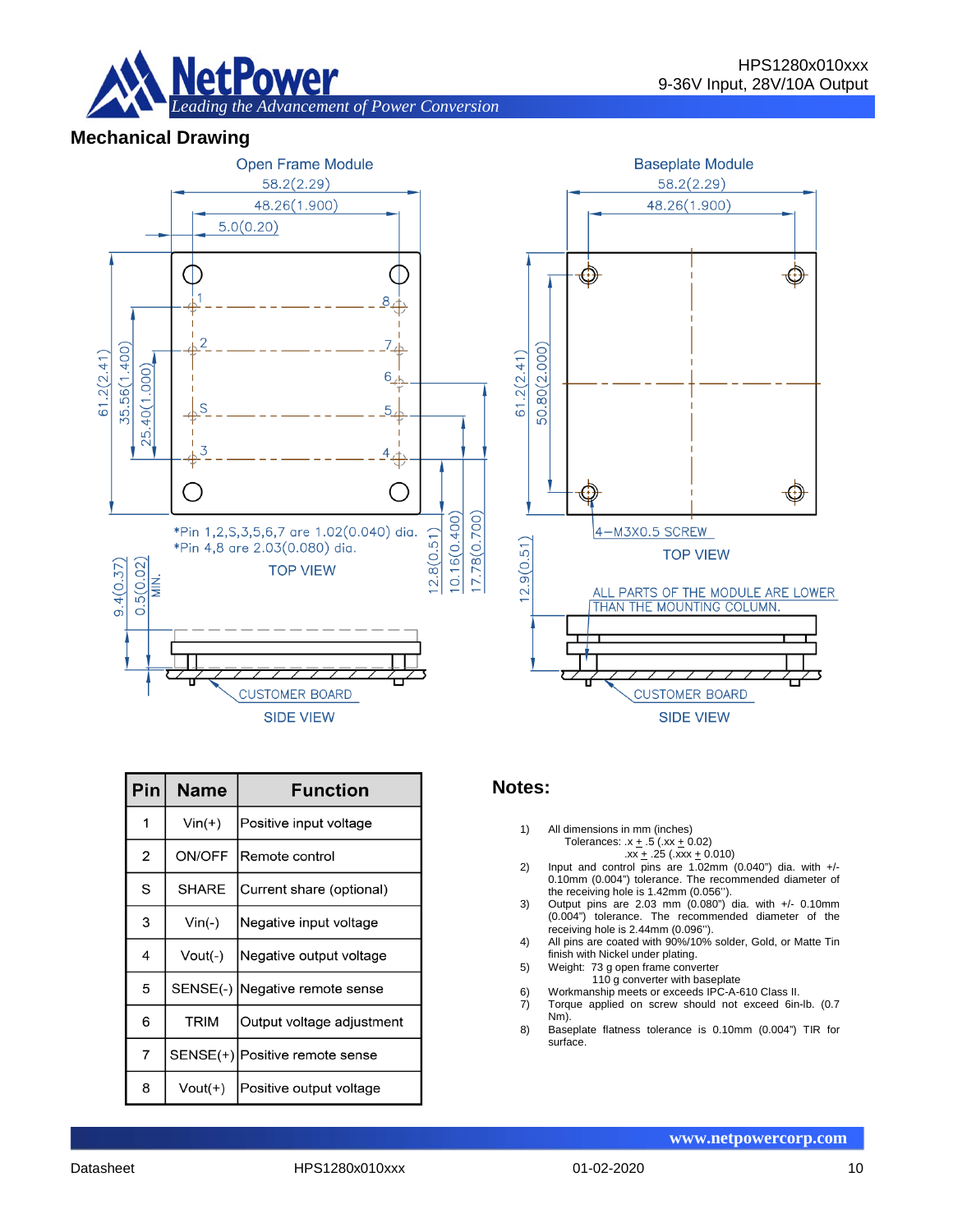## Mechanical Drawing

Open Frame Module

58.2(2.29)
48.26(1.900)
5.0(0.20)
61.2(2.41)
35.56(1.400)
25.40(1.000)
1
2
S
3
8
7
6
5
4
*Pin 1,2,S,3,5,6,7 are 1.02(0.040) dia.
*Pin 4,8 are 2.03(0.080) dia.
TOP VIEW
12.8(0.51)
10.16(0.400)
17.78(0.700)
9.4(0.37)
0.5(0.02) MIN.
CUSTOMER BOARD
SIDE VIEW

Baseplate Module

58.2(2.29)
48.26(1.900)
61.2(2.41)
50.80(2.000)
4—M3X0.5 SCREW
TOP VIEW
12.9(0.51)
ALL PARTS OF THE MODULE ARE LOWER THAN THE MOUNTING COLUMN.
CUSTOMER BOARD
SIDE VIEW

| Pin | Name | Function |
|---|---|---|
| 1 | Vin(+) | Positive input voltage |
| 2 | ON/OFF | Remote control |
| S | SHARE | Current share (optional) |
| 3 | Vin(-) | Negative input voltage |
| 4 | Vout(-) | Negative output voltage |
| 5 | SENSE(-) | Negative remote sense |
| 6 | TRIM | Output voltage adjustment |
| 7 | SENSE(+) | Positive remote sense |
| 8 | Vout(+) | Positive output voltage |

### Notes:

1) All dimensions in mm (inches)
   Tolerances: .x ± .5 (.xx ± 0.02)
   .xx ± .25 (.xxx ± 0.010)
2) Input and control pins are 1.02mm (0.040") dia. with +/- 0.10mm (0.004") tolerance. The recommended diameter of the receiving hole is 1.42mm (0.056'').
3) Output pins are 2.03 mm (0.080") dia. with +/- 0.10mm (0.004") tolerance. The recommended diameter of the receiving hole is 2.44mm (0.096'').
4) All pins are coated with 90%/10% solder, Gold, or Matte Tin finish with Nickel under plating.
5) Weight: 73 g open frame converter
   110 g converter with baseplate
6) Workmanship meets or exceeds IPC-A-610 Class II.
7) Torque applied on screw should not exceed 6in-lb. (0.7 Nm).
8) Baseplate flatness tolerance is 0.10mm (0.004") TIR for surface.